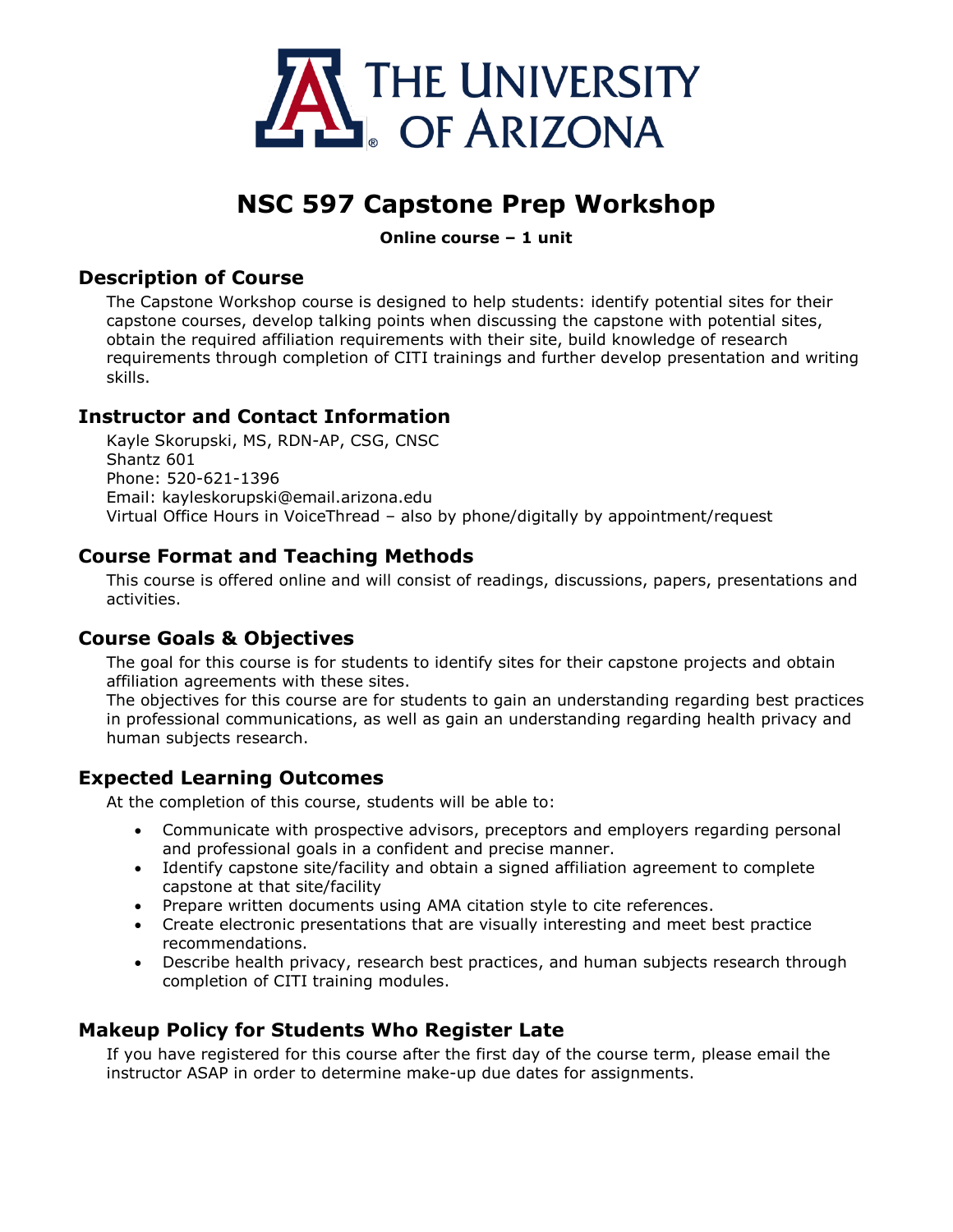# NSC 597 Capstone Prep Workshop

**Online course – 1 unit**

## Description of Course

The Capstone Workshop course is designed to help students: identify potential sites for their capstone courses, develop talking points when discussing the capstone with potential sites, obtain the required affiliation requirements with their site, build knowledge of research requirements through completion of CITI trainings and further develop presentation and writing skills.

## Instructor and Contact Information

Kayle Skorupski, MS, RDN-AP, CSG, CNSC
Shantz 601
Phone: 520-621-1396
Email: kayleskorupski@email.arizona.edu
Virtual Office Hours in VoiceThread – also by phone/digitally by appointment/request

## Course Format and Teaching Methods

This course is offered online and will consist of readings, discussions, papers, presentations and activities.

## Course Goals & Objectives

The goal for this course is for students to identify sites for their capstone projects and obtain affiliation agreements with these sites.
The objectives for this course are for students to gain an understanding regarding best practices in professional communications, as well as gain an understanding regarding health privacy and human subjects research.

## Expected Learning Outcomes

At the completion of this course, students will be able to:

- Communicate with prospective advisors, preceptors and employers regarding personal and professional goals in a confident and precise manner.
- Identify capstone site/facility and obtain a signed affiliation agreement to complete capstone at that site/facility
- Prepare written documents using AMA citation style to cite references.
- Create electronic presentations that are visually interesting and meet best practice recommendations.
- Describe health privacy, research best practices, and human subjects research through completion of CITI training modules.

## Makeup Policy for Students Who Register Late

If you have registered for this course after the first day of the course term, please email the instructor ASAP in order to determine make-up due dates for assignments.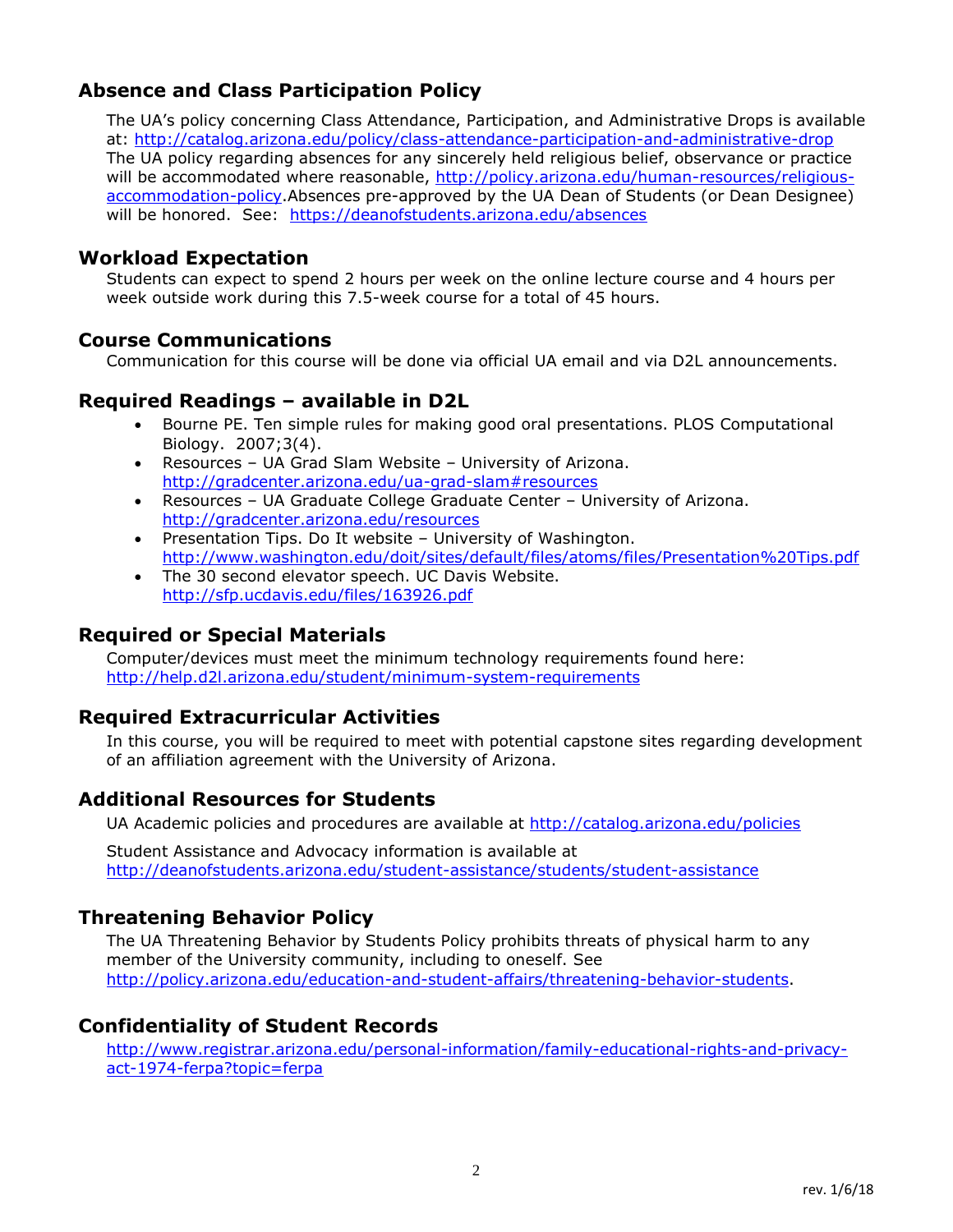## Absence and Class Participation Policy

The UA's policy concerning Class Attendance, Participation, and Administrative Drops is available at: http://catalog.arizona.edu/policy/class-attendance-participation-and-administrative-drop The UA policy regarding absences for any sincerely held religious belief, observance or practice will be accommodated where reasonable, http://policy.arizona.edu/human-resources/religious-accommodation-policy.Absences pre-approved by the UA Dean of Students (or Dean Designee) will be honored. See: https://deanofstudents.arizona.edu/absences

## Workload Expectation

Students can expect to spend 2 hours per week on the online lecture course and 4 hours per week outside work during this 7.5-week course for a total of 45 hours.

## Course Communications

Communication for this course will be done via official UA email and via D2L announcements.

## Required Readings – available in D2L

- Bourne PE. Ten simple rules for making good oral presentations. PLOS Computational Biology. 2007;3(4).
- Resources – UA Grad Slam Website – University of Arizona. http://gradcenter.arizona.edu/ua-grad-slam#resources
- Resources – UA Graduate College Graduate Center – University of Arizona. http://gradcenter.arizona.edu/resources
- Presentation Tips. Do It website – University of Washington. http://www.washington.edu/doit/sites/default/files/atoms/files/Presentation%20Tips.pdf
- The 30 second elevator speech. UC Davis Website. http://sfp.ucdavis.edu/files/163926.pdf

## Required or Special Materials

Computer/devices must meet the minimum technology requirements found here: http://help.d2l.arizona.edu/student/minimum-system-requirements

## Required Extracurricular Activities

In this course, you will be required to meet with potential capstone sites regarding development of an affiliation agreement with the University of Arizona.

## Additional Resources for Students

UA Academic policies and procedures are available at http://catalog.arizona.edu/policies

Student Assistance and Advocacy information is available at http://deanofstudents.arizona.edu/student-assistance/students/student-assistance

## Threatening Behavior Policy

The UA Threatening Behavior by Students Policy prohibits threats of physical harm to any member of the University community, including to oneself. See http://policy.arizona.edu/education-and-student-affairs/threatening-behavior-students.

## Confidentiality of Student Records

http://www.registrar.arizona.edu/personal-information/family-educational-rights-and-privacy-act-1974-ferpa?topic=ferpa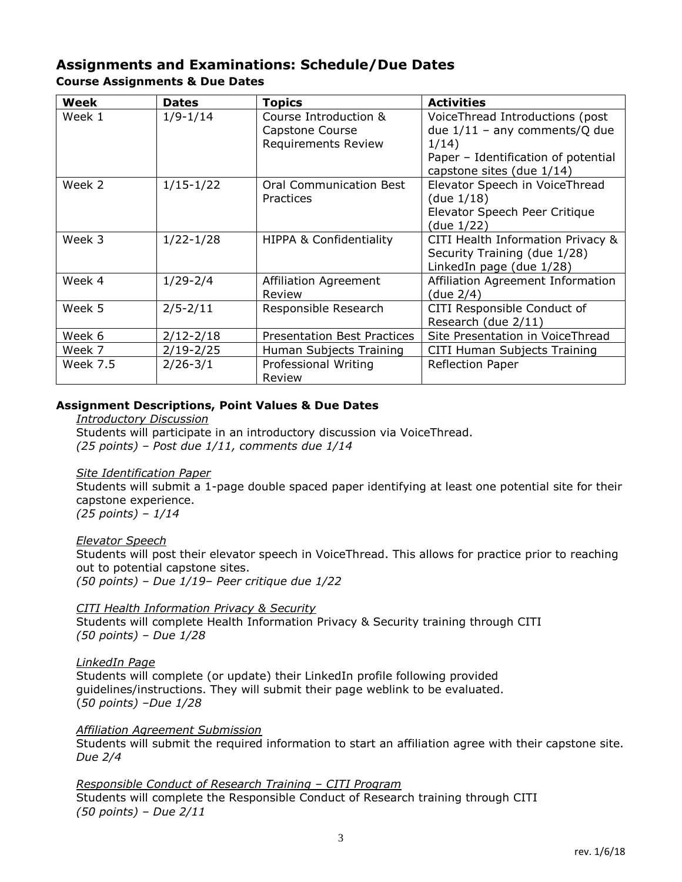## Assignments and Examinations: Schedule/Due Dates

### Course Assignments & Due Dates

| Week | Dates | Topics | Activities |
|---|---|---|---|
| Week 1 | 1/9-1/14 | Course Introduction & Capstone Course Requirements Review | VoiceThread Introductions (post due 1/11 – any comments/Q due 1/14) Paper – Identification of potential capstone sites (due 1/14) |
| Week 2 | 1/15-1/22 | Oral Communication Best Practices | Elevator Speech in VoiceThread (due 1/18) Elevator Speech Peer Critique (due 1/22) |
| Week 3 | 1/22-1/28 | HIPPA & Confidentiality | CITI Health Information Privacy & Security Training (due 1/28) LinkedIn page (due 1/28) |
| Week 4 | 1/29-2/4 | Affiliation Agreement Review | Affiliation Agreement Information (due 2/4) |
| Week 5 | 2/5-2/11 | Responsible Research | CITI Responsible Conduct of Research (due 2/11) |
| Week 6 | 2/12-2/18 | Presentation Best Practices | Site Presentation in VoiceThread |
| Week 7 | 2/19-2/25 | Human Subjects Training | CITI Human Subjects Training |
| Week 7.5 | 2/26-3/1 | Professional Writing Review | Reflection Paper |

### Assignment Descriptions, Point Values & Due Dates

*Introductory Discussion*

Students will participate in an introductory discussion via VoiceThread.
*(25 points) – Post due 1/11, comments due 1/14*

*Site Identification Paper*

Students will submit a 1-page double spaced paper identifying at least one potential site for their capstone experience.
*(25 points) – 1/14*

*Elevator Speech*

Students will post their elevator speech in VoiceThread. This allows for practice prior to reaching out to potential capstone sites.
*(50 points) – Due 1/19– Peer critique due 1/22*

*CITI Health Information Privacy & Security*

Students will complete Health Information Privacy & Security training through CITI
*(50 points) – Due 1/28*

*LinkedIn Page*

Students will complete (or update) their LinkedIn profile following provided guidelines/instructions. They will submit their page weblink to be evaluated.
(*50 points) –Due 1/28*

*Affiliation Agreement Submission*

Students will submit the required information to start an affiliation agree with their capstone site.
*Due 2/4*

*Responsible Conduct of Research Training – CITI Program*

Students will complete the Responsible Conduct of Research training through CITI
*(50 points) – Due 2/11*

rev. 1/6/18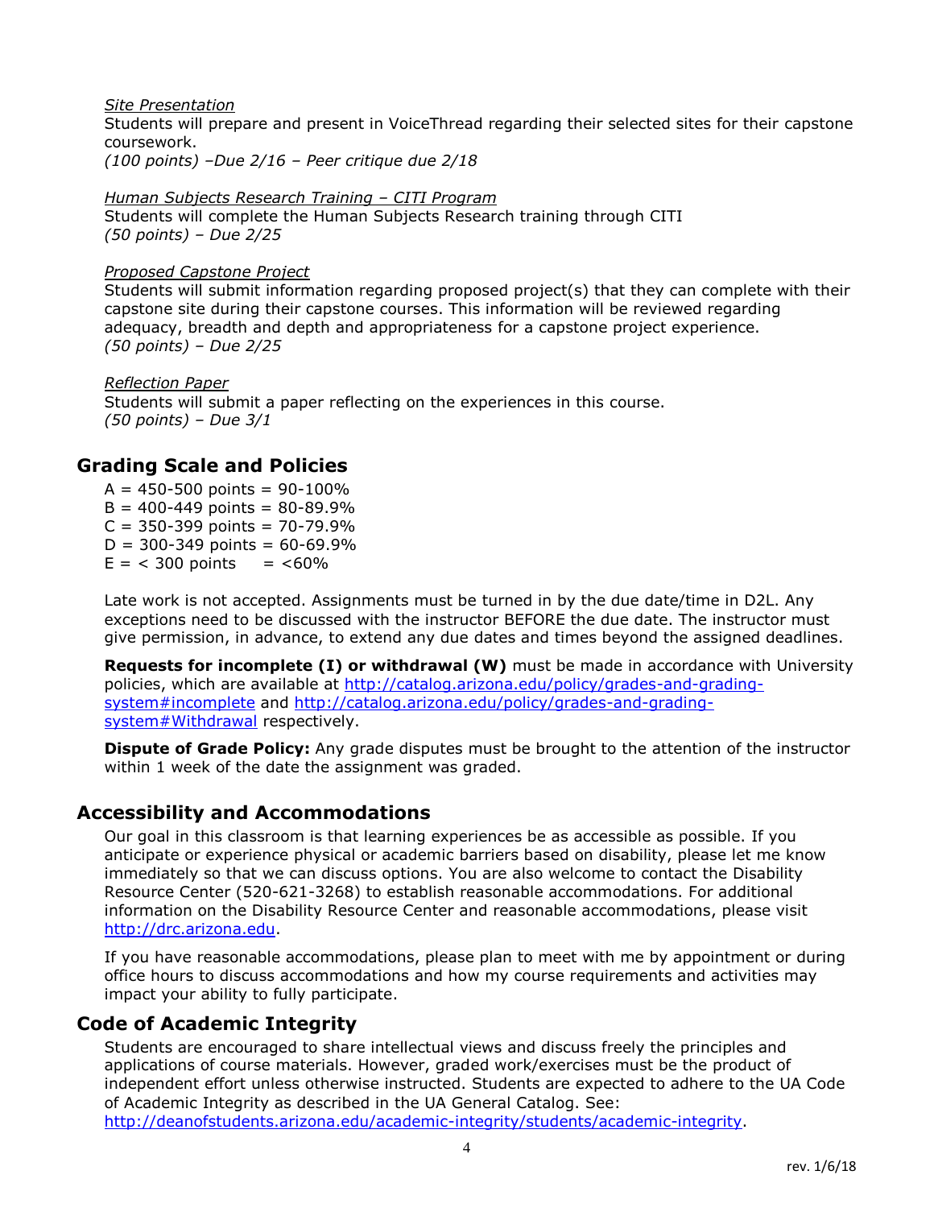*Site Presentation*

Students will prepare and present in VoiceThread regarding their selected sites for their capstone coursework.

*(100 points) –Due 2/16 – Peer critique due 2/18*

*Human Subjects Research Training – CITI Program*

Students will complete the Human Subjects Research training through CITI

*(50 points) – Due 2/25*

*Proposed Capstone Project*

Students will submit information regarding proposed project(s) that they can complete with their capstone site during their capstone courses. This information will be reviewed regarding adequacy, breadth and depth and appropriateness for a capstone project experience.

*(50 points) – Due 2/25*

*Reflection Paper*

Students will submit a paper reflecting on the experiences in this course.

*(50 points) – Due 3/1*

## Grading Scale and Policies

A = 450-500 points = 90-100%
B = 400-449 points = 80-89.9%
C = 350-399 points = 70-79.9%
D = 300-349 points = 60-69.9%
E = < 300 points = <60%

Late work is not accepted. Assignments must be turned in by the due date/time in D2L. Any exceptions need to be discussed with the instructor BEFORE the due date. The instructor must give permission, in advance, to extend any due dates and times beyond the assigned deadlines.

**Requests for incomplete (I) or withdrawal (W)** must be made in accordance with University policies, which are available at http://catalog.arizona.edu/policy/grades-and-grading-system#incomplete and http://catalog.arizona.edu/policy/grades-and-grading-system#Withdrawal respectively.

**Dispute of Grade Policy:** Any grade disputes must be brought to the attention of the instructor within 1 week of the date the assignment was graded.

## Accessibility and Accommodations

Our goal in this classroom is that learning experiences be as accessible as possible. If you anticipate or experience physical or academic barriers based on disability, please let me know immediately so that we can discuss options. You are also welcome to contact the Disability Resource Center (520-621-3268) to establish reasonable accommodations. For additional information on the Disability Resource Center and reasonable accommodations, please visit http://drc.arizona.edu.

If you have reasonable accommodations, please plan to meet with me by appointment or during office hours to discuss accommodations and how my course requirements and activities may impact your ability to fully participate.

## Code of Academic Integrity

Students are encouraged to share intellectual views and discuss freely the principles and applications of course materials. However, graded work/exercises must be the product of independent effort unless otherwise instructed. Students are expected to adhere to the UA Code of Academic Integrity as described in the UA General Catalog. See: http://deanofstudents.arizona.edu/academic-integrity/students/academic-integrity.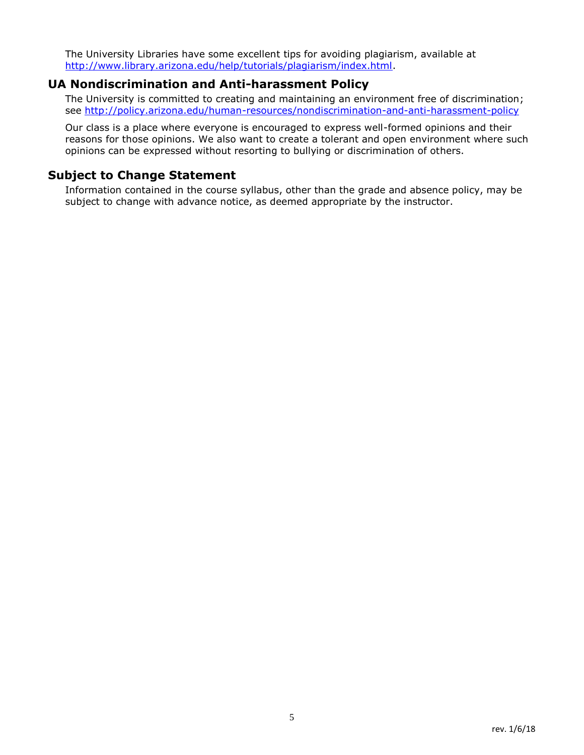The University Libraries have some excellent tips for avoiding plagiarism, available at http://www.library.arizona.edu/help/tutorials/plagiarism/index.html.

## UA Nondiscrimination and Anti-harassment Policy

The University is committed to creating and maintaining an environment free of discrimination; see http://policy.arizona.edu/human-resources/nondiscrimination-and-anti-harassment-policy

Our class is a place where everyone is encouraged to express well-formed opinions and their reasons for those opinions. We also want to create a tolerant and open environment where such opinions can be expressed without resorting to bullying or discrimination of others.

## Subject to Change Statement

Information contained in the course syllabus, other than the grade and absence policy, may be subject to change with advance notice, as deemed appropriate by the instructor.